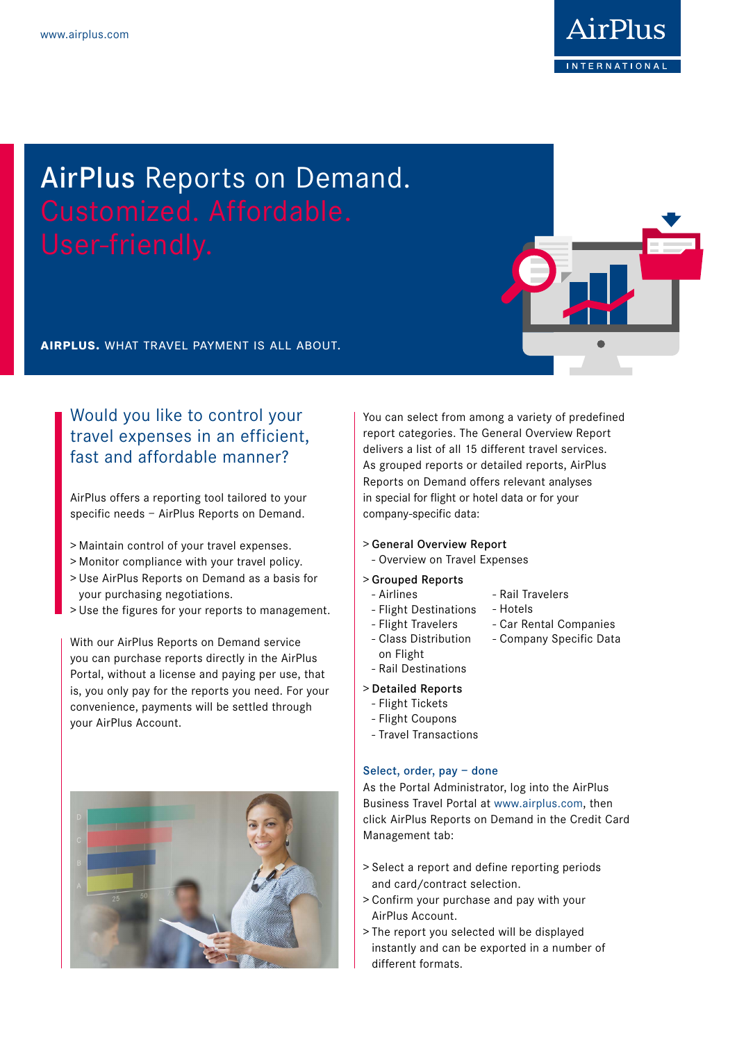www.airplus.com

# AirPlus Reports on Demand. Customized. Affordable. User-friendly.

**AIRPLUS.** WHAT TRAVEL PAYMENT IS ALL ABOUT.

## Would you like to control your travel expenses in an efficient, fast and affordable manner?

AirPlus offers a reporting tool tailored to your specific needs – AirPlus Reports on Demand.

> Maintain control of your travel expenses.
> Monitor compliance with your travel policy.
> Use AirPlus Reports on Demand as a basis for your purchasing negotiations.
> Use the figures for your reports to management.

With our AirPlus Reports on Demand service you can purchase reports directly in the AirPlus Portal, without a license and paying per use, that is, you only pay for the reports you need. For your convenience, payments will be settled through your AirPlus Account.

You can select from among a variety of predefined report categories. The General Overview Report delivers a list of all 15 different travel services. As grouped reports or detailed reports, AirPlus Reports on Demand offers relevant analyses in special for flight or hotel data or for your company-specific data:

> General Overview Report
- Overview on Travel Expenses

> Grouped Reports
- Airlines
- Flight Destinations
- Flight Travelers
- Class Distribution on Flight
- Rail Destinations
- Rail Travelers
- Hotels
- Car Rental Companies
- Company Specific Data

> Detailed Reports
- Flight Tickets
- Flight Coupons
- Travel Transactions

### Select, order, pay – done

As the Portal Administrator, log into the AirPlus Business Travel Portal at www.airplus.com, then click AirPlus Reports on Demand in the Credit Card Management tab:

> Select a report and define reporting periods and card/contract selection.
> Confirm your purchase and pay with your AirPlus Account.
> The report you selected will be displayed instantly and can be exported in a number of different formats.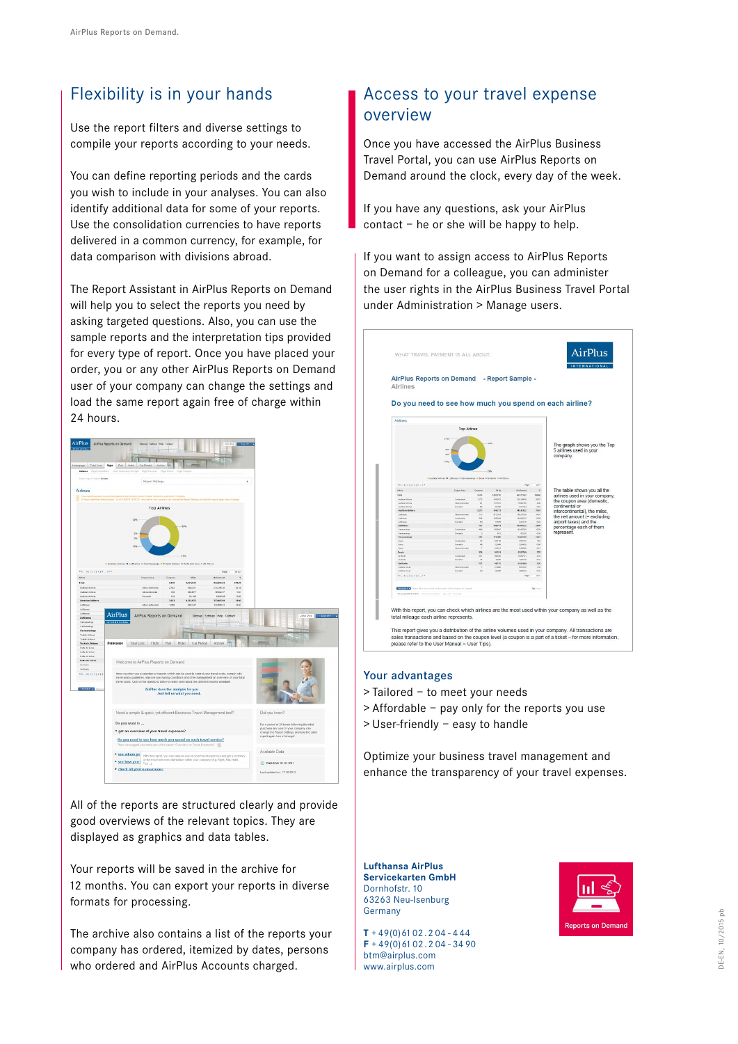## Flexibility is in your hands

Use the report filters and diverse settings to compile your reports according to your needs.

You can define reporting periods and the cards you wish to include in your analyses. You can also identify additional data for some of your reports. Use the consolidation currencies to have reports delivered in a common currency, for example, for data comparison with divisions abroad.

The Report Assistant in AirPlus Reports on Demand will help you to select the reports you need by asking targeted questions. Also, you can use the sample reports and the interpretation tips provided for every type of report. Once you have placed your order, you or any other AirPlus Reports on Demand user of your company can change the settings and load the same report again free of charge within 24 hours.

All of the reports are structured clearly and provide good overviews of the relevant topics. They are displayed as graphics and data tables.

Your reports will be saved in the archive for 12 months. You can export your reports in diverse formats for processing.

The archive also contains a list of the reports your company has ordered, itemized by dates, persons who ordered and AirPlus Accounts charged.

## Access to your travel expense overview

Once you have accessed the AirPlus Business Travel Portal, you can use AirPlus Reports on Demand around the clock, every day of the week.

If you have any questions, ask your AirPlus contact – he or she will be happy to help.

If you want to assign access to AirPlus Reports on Demand for a colleague, you can administer the user rights in the AirPlus Business Travel Portal under Administration > Manage users.

WHAT TRAVEL PAYMENT IS ALL ABOUT.

AirPlus Reports on Demand - Report Sample - Airlines

Do you need to see how much you spend on each airline?

The graph shows you the Top 5 airlines used in your company.

The table shows you all the airlines used in your company, the coupon areas (domestic, continental or intercontinental), the miles, the net amount (= excluding airport taxes) and the percentage each of them represent.

With this report, you can check which airlines are the most used within your company as well as the total mileage each airline represents.

This report gives you a distribution of the airline volumes used in your company. All transactions are sales transactions and based on the coupon level (a coupon is a part of a ticket – for more information, please refer to the User Manual > User Tips).

### Your advantages

> Tailored – to meet your needs
> Affordable – pay only for the reports you use
> User-friendly – easy to handle

Optimize your business travel management and enhance the transparency of your travel expenses.

**Lufthansa AirPlus Servicekarten GmbH**
Dornhofstr. 10
63263 Neu-Isenburg
Germany

**T** +49 (0) 61 02 . 2 04 - 4 44
**F** +49 (0) 61 02 . 2 04 - 34 90
btm@airplus.com
www.airplus.com

Reports on Demand

DE-EN, 10/2015 pb